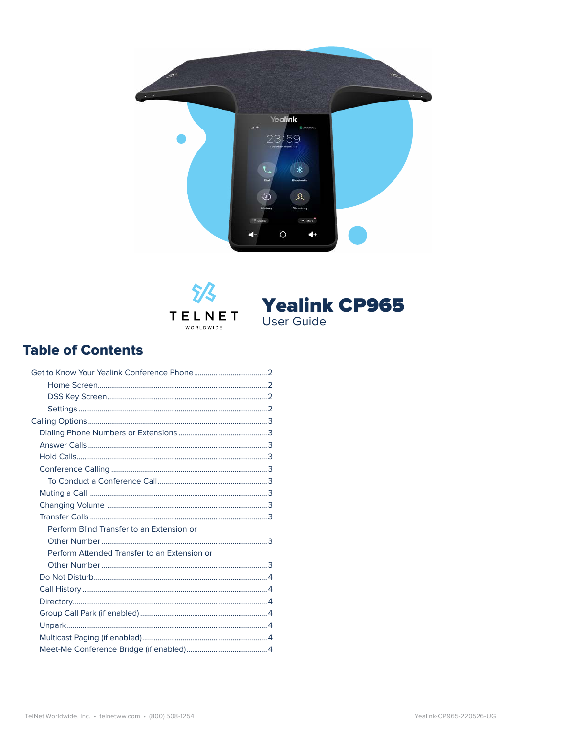# Yealink CP965

User Guide

## Table of Contents

- Get to Know Your Yealink Conference Phone ..... 2
    - Home Screen ..... 2
    - DSS Key Screen ..... 2
    - Settings ..... 2
- Calling Options ..... 3
  - Dialing Phone Numbers or Extensions ..... 3
  - Answer Calls ..... 3
  - Hold Calls ..... 3
  - Conference Calling ..... 3
    - To Conduct a Conference Call ..... 3
  - Muting a Call ..... 3
  - Changing Volume ..... 3
  - Transfer Calls ..... 3
    - Perform Blind Transfer to an Extension or Other Number ..... 3
    - Perform Attended Transfer to an Extension or Other Number ..... 3
  - Do Not Disturb ..... 4
  - Call History ..... 4
  - Directory ..... 4
  - Group Call Park (if enabled) ..... 4
  - Unpark ..... 4
  - Multicast Paging (if enabled) ..... 4
  - Meet-Me Conference Bridge (if enabled) ..... 4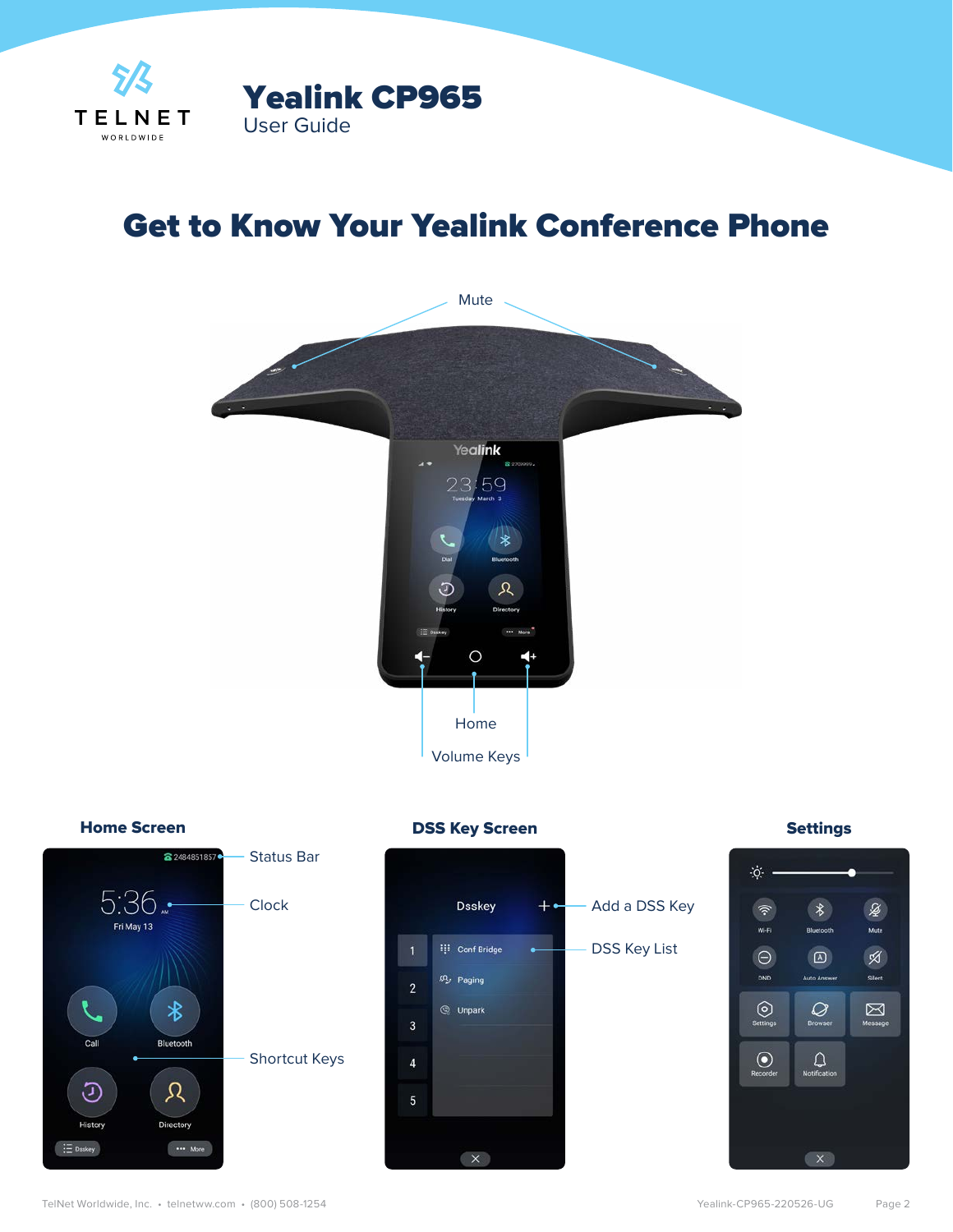# Yealink CP965

User Guide

## Get to Know Your Yealink Conference Phone

Mute

Home

Volume Keys

### Home Screen

Status Bar

Clock

Shortcut Keys

### DSS Key Screen

Add a DSS Key

DSS Key List

### Settings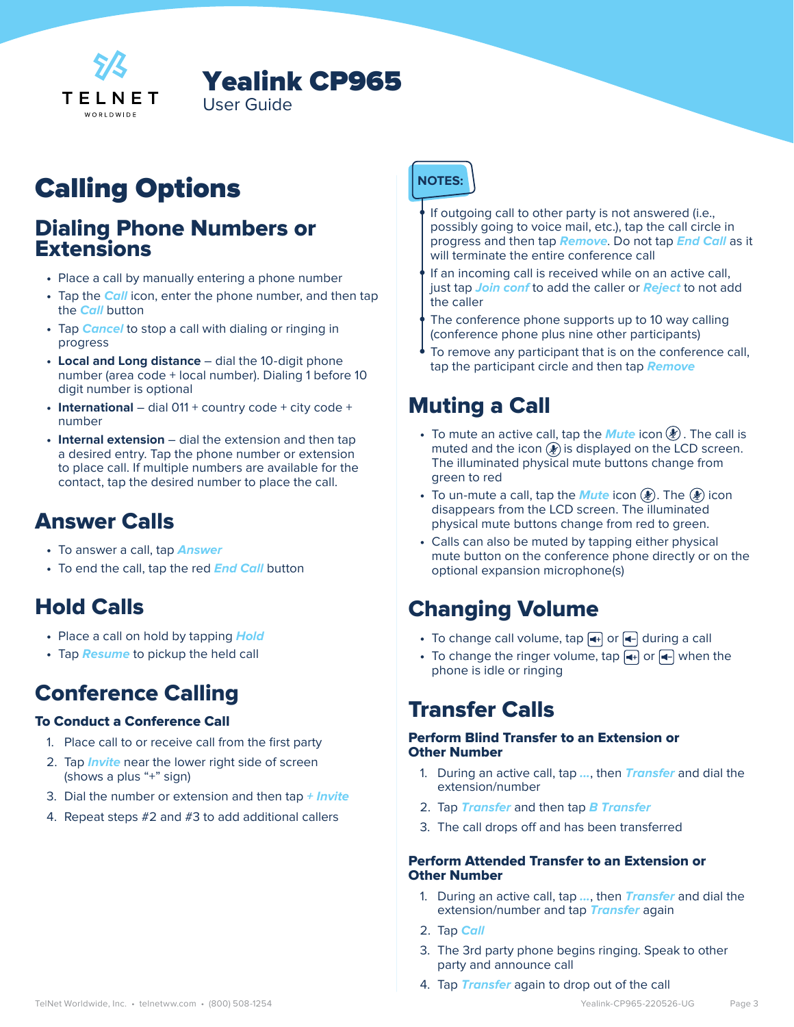# Yealink CP965

User Guide

## Calling Options

### Dialing Phone Numbers or Extensions

- Place a call by manually entering a phone number
- Tap the ***Call*** icon, enter the phone number, and then tap the ***Call*** button
- Tap ***Cancel*** to stop a call with dialing or ringing in progress
- **Local and Long distance** – dial the 10-digit phone number (area code + local number). Dialing 1 before 10 digit number is optional
- **International** – dial 011 + country code + city code + number
- **Internal extension** – dial the extension and then tap a desired entry. Tap the phone number or extension to place call. If multiple numbers are available for the contact, tap the desired number to place the call.

## Answer Calls

- To answer a call, tap ***Answer***
- To end the call, tap the red ***End Call*** button

## Hold Calls

- Place a call on hold by tapping ***Hold***
- Tap ***Resume*** to pickup the held call

## Conference Calling

### To Conduct a Conference Call

1. Place call to or receive call from the first party
2. Tap ***Invite*** near the lower right side of screen (shows a plus "+" sign)
3. Dial the number or extension and then tap ***+ Invite***
4. Repeat steps #2 and #3 to add additional callers

**NOTES:**

- If outgoing call to other party is not answered (i.e., possibly going to voice mail, etc.), tap the call circle in progress and then tap ***Remove***. Do not tap ***End Call*** as it will terminate the entire conference call
- If an incoming call is received while on an active call, just tap ***Join conf*** to add the caller or ***Reject*** to not add the caller
- The conference phone supports up to 10 way calling (conference phone plus nine other participants)
- To remove any participant that is on the conference call, tap the participant circle and then tap ***Remove***

## Muting a Call

- To mute an active call, tap the ***Mute*** icon. The call is muted and the icon is displayed on the LCD screen. The illuminated physical mute buttons change from green to red
- To un-mute a call, tap the ***Mute*** icon. The icon disappears from the LCD screen. The illuminated physical mute buttons change from red to green.
- Calls can also be muted by tapping either physical mute button on the conference phone directly or on the optional expansion microphone(s)

## Changing Volume

- To change call volume, tap volume up or volume down during a call
- To change the ringer volume, tap volume up or volume down when the phone is idle or ringing

## Transfer Calls

### Perform Blind Transfer to an Extension or Other Number

1. During an active call, tap ***...***, then ***Transfer*** and dial the extension/number
2. Tap ***Transfer*** and then tap ***B Transfer***
3. The call drops off and has been transferred

### Perform Attended Transfer to an Extension or Other Number

1. During an active call, tap ***...***, then ***Transfer*** and dial the extension/number and tap ***Transfer*** again
2. Tap ***Call***
3. The 3rd party phone begins ringing. Speak to other party and announce call
4. Tap ***Transfer*** again to drop out of the call

TelNet Worldwide, Inc. • telnetww.com • (800) 508-1254 Yealink-CP965-220526-UG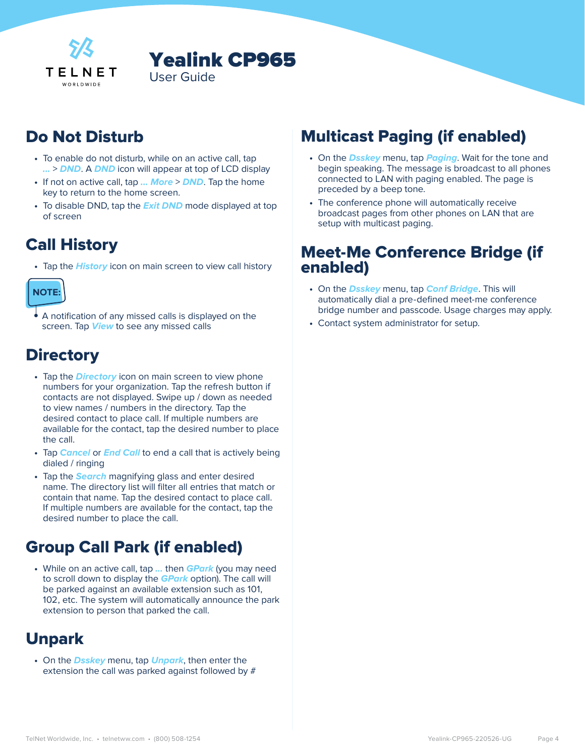## Do Not Disturb

- To enable do not disturb, while on an active call, tap ***...*** > ***DND***. A ***DND*** icon will appear at top of LCD display
- If not on active call, tap ***... More*** > ***DND***. Tap the home key to return to the home screen.
- To disable DND, tap the ***Exit DND*** mode displayed at top of screen

## Call History

- Tap the ***History*** icon on main screen to view call history

**NOTE:**

- A notification of any missed calls is displayed on the screen. Tap ***View*** to see any missed calls

## Directory

- Tap the ***Directory*** icon on main screen to view phone numbers for your organization. Tap the refresh button if contacts are not displayed. Swipe up / down as needed to view names / numbers in the directory. Tap the desired contact to place call. If multiple numbers are available for the contact, tap the desired number to place the call.
- Tap ***Cancel*** or ***End Call*** to end a call that is actively being dialed / ringing
- Tap the ***Search*** magnifying glass and enter desired name. The directory list will filter all entries that match or contain that name. Tap the desired contact to place call. If multiple numbers are available for the contact, tap the desired number to place the call.

## Group Call Park (if enabled)

- While on an active call, tap ***...*** then ***GPark*** (you may need to scroll down to display the ***GPark*** option). The call will be parked against an available extension such as 101, 102, etc. The system will automatically announce the park extension to person that parked the call.

## Unpark

- On the ***Dsskey*** menu, tap ***Unpark***, then enter the extension the call was parked against followed by #

## Multicast Paging (if enabled)

- On the ***Dsskey*** menu, tap ***Paging***. Wait for the tone and begin speaking. The message is broadcast to all phones connected to LAN with paging enabled. The page is preceded by a beep tone.
- The conference phone will automatically receive broadcast pages from other phones on LAN that are setup with multicast paging.

## Meet-Me Conference Bridge (if enabled)

- On the ***Dsskey*** menu, tap ***Conf Bridge***. This will automatically dial a pre-defined meet-me conference bridge number and passcode. Usage charges may apply.
- Contact system administrator for setup.